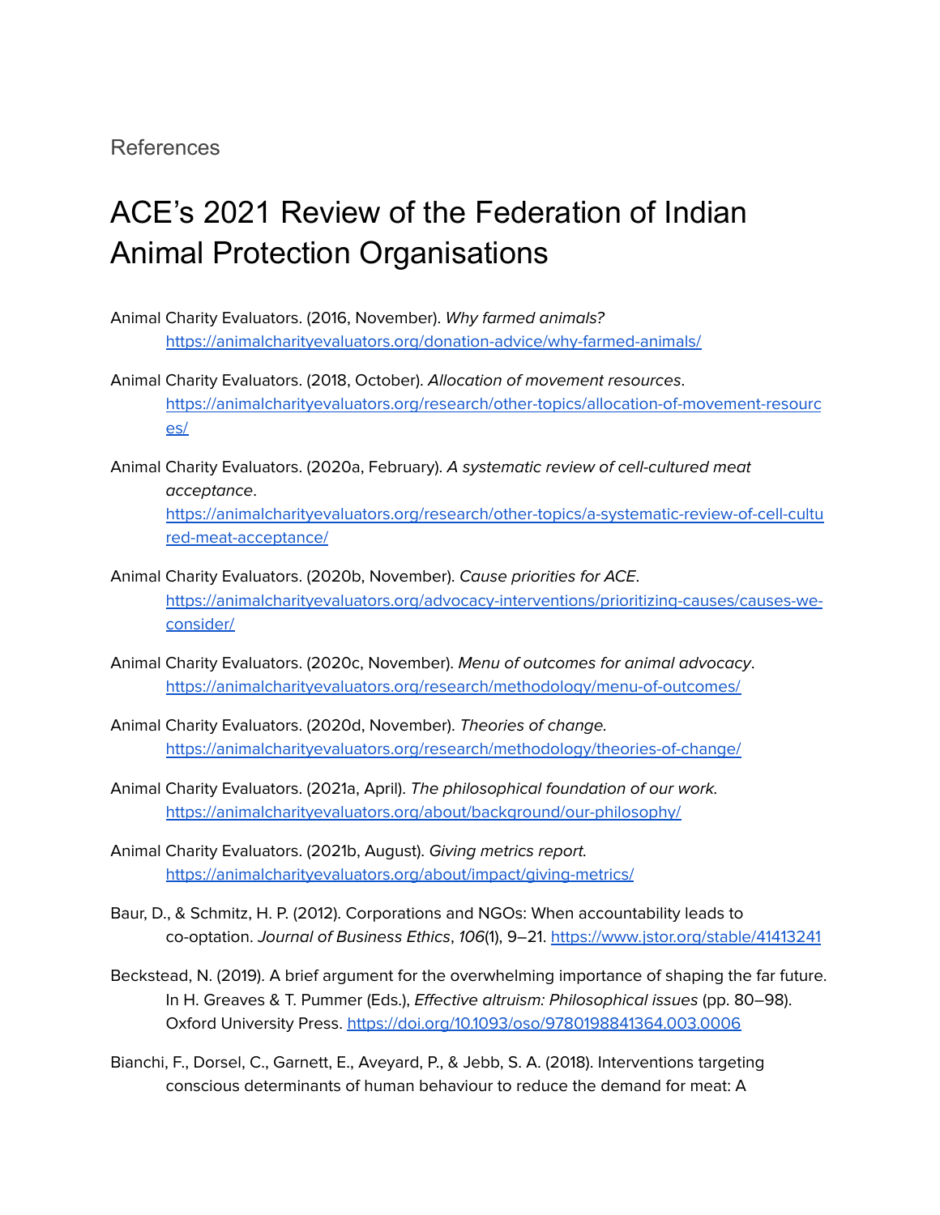References

# ACE's 2021 Review of the Federation of Indian Animal Protection Organisations

Animal Charity Evaluators. (2016, November). *Why farmed animals?* https://animalcharityevaluators.org/donation-advice/why-farmed-animals/

Animal Charity Evaluators. (2018, October). *Allocation of movement resources*. https://animalcharityevaluators.org/research/other-topics/allocation-of-movement-resources/

Animal Charity Evaluators. (2020a, February). *A systematic review of cell-cultured meat acceptance*. https://animalcharityevaluators.org/research/other-topics/a-systematic-review-of-cell-cultured-meat-acceptance/

Animal Charity Evaluators. (2020b, November). *Cause priorities for ACE*. https://animalcharityevaluators.org/advocacy-interventions/prioritizing-causes/causes-we-consider/

Animal Charity Evaluators. (2020c, November). *Menu of outcomes for animal advocacy*. https://animalcharityevaluators.org/research/methodology/menu-of-outcomes/

Animal Charity Evaluators. (2020d, November). *Theories of change*. https://animalcharityevaluators.org/research/methodology/theories-of-change/

Animal Charity Evaluators. (2021a, April). *The philosophical foundation of our work*. https://animalcharityevaluators.org/about/background/our-philosophy/

Animal Charity Evaluators. (2021b, August). *Giving metrics report*. https://animalcharityevaluators.org/about/impact/giving-metrics/

Baur, D., & Schmitz, H. P. (2012). Corporations and NGOs: When accountability leads to co-optation. *Journal of Business Ethics*, *106*(1), 9–21. https://www.jstor.org/stable/41413241

Beckstead, N. (2019). A brief argument for the overwhelming importance of shaping the far future. In H. Greaves & T. Pummer (Eds.), *Effective altruism: Philosophical issues* (pp. 80–98). Oxford University Press. https://doi.org/10.1093/oso/9780198841364.003.0006

Bianchi, F., Dorsel, C., Garnett, E., Aveyard, P., & Jebb, S. A. (2018). Interventions targeting conscious determinants of human behaviour to reduce the demand for meat: A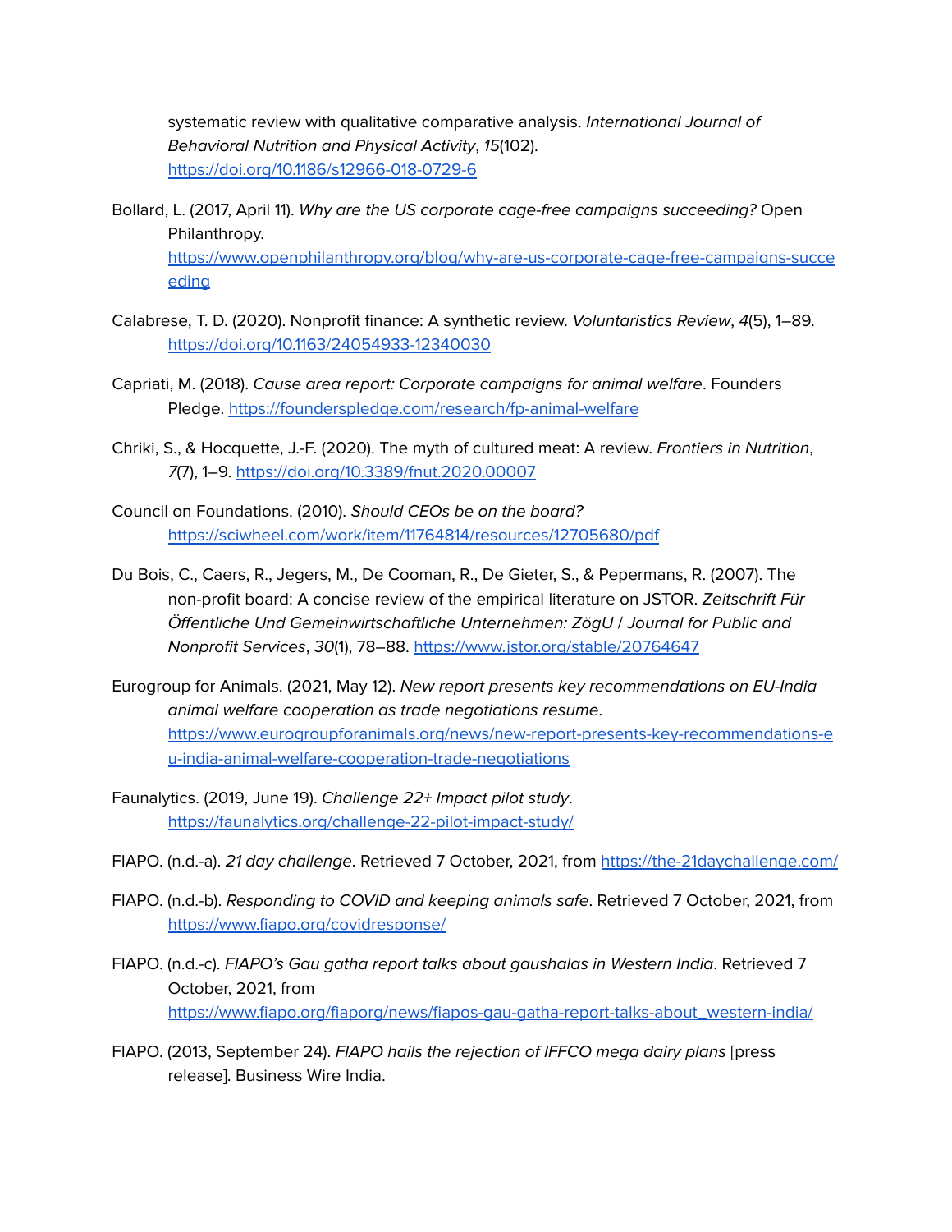systematic review with qualitative comparative analysis. *International Journal of Behavioral Nutrition and Physical Activity*, *15*(102). https://doi.org/10.1186/s12966-018-0729-6

Bollard, L. (2017, April 11). *Why are the US corporate cage-free campaigns succeeding?* Open Philanthropy. https://www.openphilanthropy.org/blog/why-are-us-corporate-cage-free-campaigns-succeeding

Calabrese, T. D. (2020). Nonprofit finance: A synthetic review. *Voluntaristics Review*, *4*(5), 1–89. https://doi.org/10.1163/24054933-12340030

Capriati, M. (2018). *Cause area report: Corporate campaigns for animal welfare*. Founders Pledge. https://founderspledge.com/research/fp-animal-welfare

Chriki, S., & Hocquette, J.-F. (2020). The myth of cultured meat: A review. *Frontiers in Nutrition*, *7*(7), 1–9. https://doi.org/10.3389/fnut.2020.00007

Council on Foundations. (2010). *Should CEOs be on the board?* https://sciwheel.com/work/item/11764814/resources/12705680/pdf

Du Bois, C., Caers, R., Jegers, M., De Cooman, R., De Gieter, S., & Pepermans, R. (2007). The non-profit board: A concise review of the empirical literature on JSTOR. *Zeitschrift Für Öffentliche Und Gemeinwirtschaftliche Unternehmen: ZögU / Journal for Public and Nonprofit Services*, *30*(1), 78–88. https://www.jstor.org/stable/20764647

Eurogroup for Animals. (2021, May 12). *New report presents key recommendations on EU-India animal welfare cooperation as trade negotiations resume*. https://www.eurogroupforanimals.org/news/new-report-presents-key-recommendations-eu-india-animal-welfare-cooperation-trade-negotiations

Faunalytics. (2019, June 19). *Challenge 22+ Impact pilot study*. https://faunalytics.org/challenge-22-pilot-impact-study/

FIAPO. (n.d.-a). *21 day challenge*. Retrieved 7 October, 2021, from https://the-21daychallenge.com/

FIAPO. (n.d.-b). *Responding to COVID and keeping animals safe*. Retrieved 7 October, 2021, from https://www.fiapo.org/covidresponse/

FIAPO. (n.d.-c). *FIAPO's Gau gatha report talks about gaushalas in Western India*. Retrieved 7 October, 2021, from https://www.fiapo.org/fiaporg/news/fiapos-gau-gatha-report-talks-about_western-india/

FIAPO. (2013, September 24). *FIAPO hails the rejection of IFFCO mega dairy plans* [press release]. Business Wire India.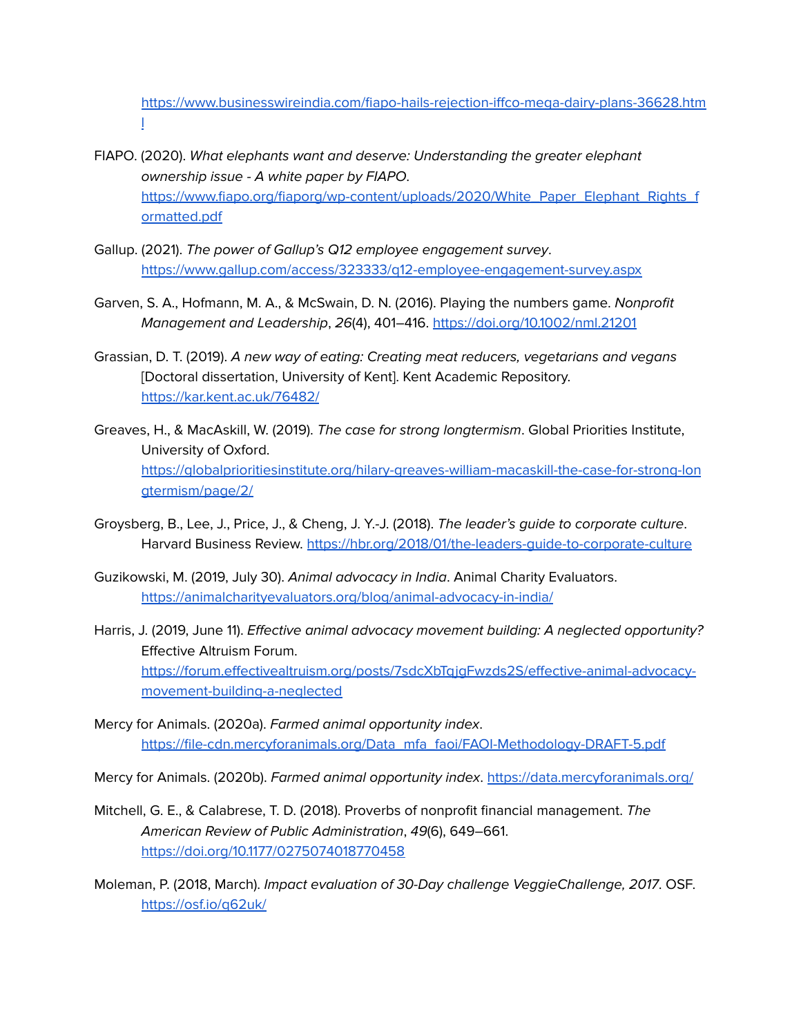https://www.businesswireindia.com/fiapo-hails-rejection-iffco-mega-dairy-plans-36628.html

FIAPO. (2020). *What elephants want and deserve: Understanding the greater elephant ownership issue - A white paper by FIAPO*. https://www.fiapo.org/fiaporg/wp-content/uploads/2020/White_Paper_Elephant_Rights_formatted.pdf

Gallup. (2021). *The power of Gallup's Q12 employee engagement survey*. https://www.gallup.com/access/323333/q12-employee-engagement-survey.aspx

Garven, S. A., Hofmann, M. A., & McSwain, D. N. (2016). Playing the numbers game. *Nonprofit Management and Leadership*, *26*(4), 401–416. https://doi.org/10.1002/nml.21201

Grassian, D. T. (2019). *A new way of eating: Creating meat reducers, vegetarians and vegans* [Doctoral dissertation, University of Kent]. Kent Academic Repository. https://kar.kent.ac.uk/76482/

Greaves, H., & MacAskill, W. (2019). *The case for strong longtermism*. Global Priorities Institute, University of Oxford. https://globalprioritiesinstitute.org/hilary-greaves-william-macaskill-the-case-for-strong-longtermism/page/2/

Groysberg, B., Lee, J., Price, J., & Cheng, J. Y.-J. (2018). *The leader's guide to corporate culture*. Harvard Business Review. https://hbr.org/2018/01/the-leaders-guide-to-corporate-culture

Guzikowski, M. (2019, July 30). *Animal advocacy in India*. Animal Charity Evaluators. https://animalcharityevaluators.org/blog/animal-advocacy-in-india/

Harris, J. (2019, June 11). *Effective animal advocacy movement building: A neglected opportunity?* Effective Altruism Forum. https://forum.effectivealtruism.org/posts/7sdcXbTgjgFwzds2S/effective-animal-advocacy-movement-building-a-neglected

Mercy for Animals. (2020a). *Farmed animal opportunity index*. https://file-cdn.mercyforanimals.org/Data_mfa_faoi/FAOI-Methodology-DRAFT-5.pdf

Mercy for Animals. (2020b). *Farmed animal opportunity index*. https://data.mercyforanimals.org/

Mitchell, G. E., & Calabrese, T. D. (2018). Proverbs of nonprofit financial management. *The American Review of Public Administration*, *49*(6), 649–661. https://doi.org/10.1177/0275074018770458

Moleman, P. (2018, March). *Impact evaluation of 30-Day challenge VeggieChallenge, 2017*. OSF. https://osf.io/q62uk/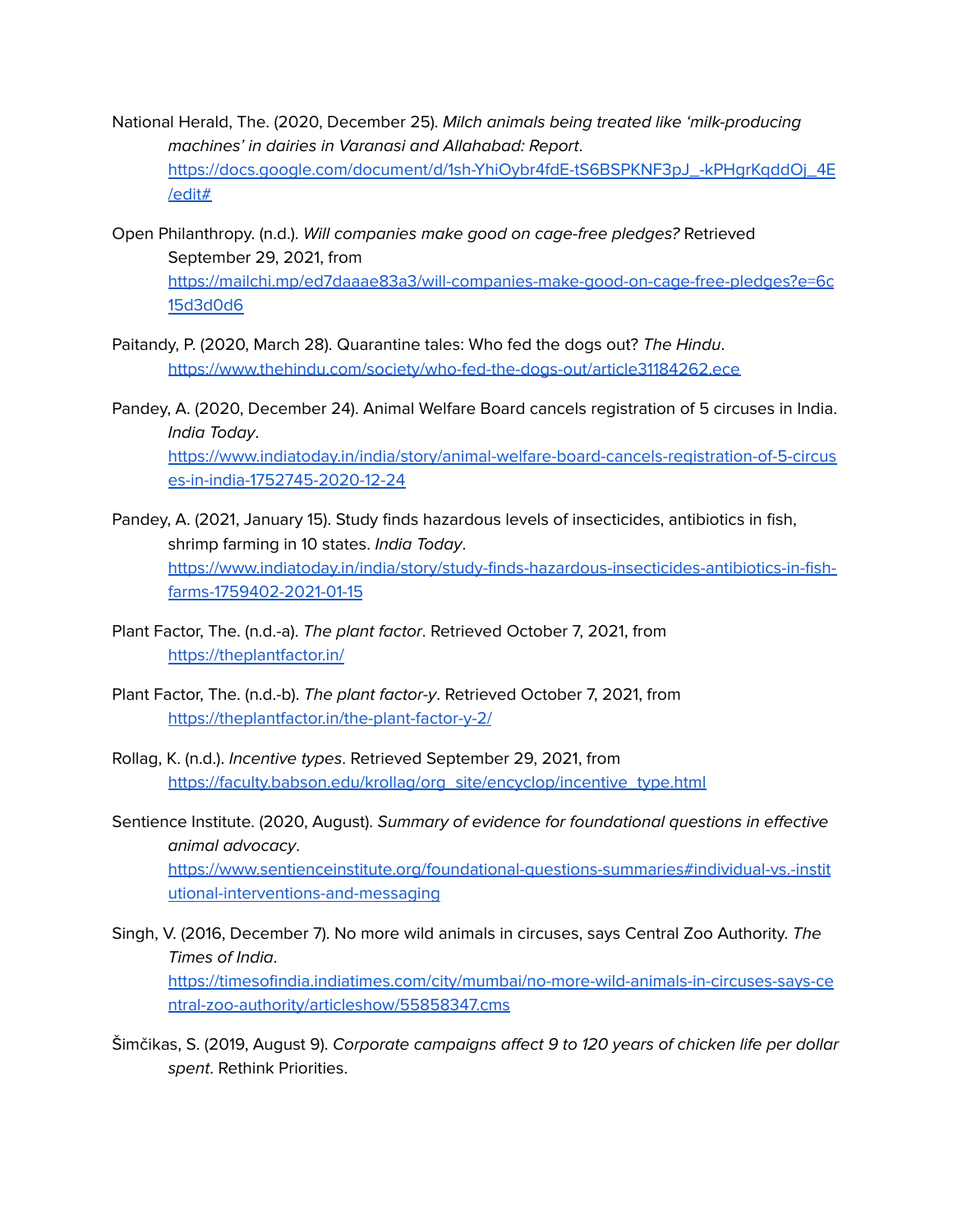National Herald, The. (2020, December 25). *Milch animals being treated like 'milk-producing machines' in dairies in Varanasi and Allahabad: Report*. https://docs.google.com/document/d/1sh-YhiOybr4fdE-tS6BSPKNF3pJ_-kPHgrKqddOj_4E/edit#

Open Philanthropy. (n.d.). *Will companies make good on cage-free pledges?* Retrieved September 29, 2021, from https://mailchi.mp/ed7daaae83a3/will-companies-make-good-on-cage-free-pledges?e=6c15d3d0d6

Paitandy, P. (2020, March 28). Quarantine tales: Who fed the dogs out? *The Hindu*. https://www.thehindu.com/society/who-fed-the-dogs-out/article31184262.ece

Pandey, A. (2020, December 24). Animal Welfare Board cancels registration of 5 circuses in India. *India Today*. https://www.indiatoday.in/india/story/animal-welfare-board-cancels-registration-of-5-circuses-in-india-1752745-2020-12-24

Pandey, A. (2021, January 15). Study finds hazardous levels of insecticides, antibiotics in fish, shrimp farming in 10 states. *India Today*. https://www.indiatoday.in/india/story/study-finds-hazardous-insecticides-antibiotics-in-fish-farms-1759402-2021-01-15

Plant Factor, The. (n.d.-a). *The plant factor*. Retrieved October 7, 2021, from https://theplantfactor.in/

Plant Factor, The. (n.d.-b). *The plant factor-y*. Retrieved October 7, 2021, from https://theplantfactor.in/the-plant-factor-y-2/

Rollag, K. (n.d.). *Incentive types*. Retrieved September 29, 2021, from https://faculty.babson.edu/krollag/org_site/encyclop/incentive_type.html

Sentience Institute. (2020, August). *Summary of evidence for foundational questions in effective animal advocacy*. https://www.sentienceinstitute.org/foundational-questions-summaries#individual-vs.-institutional-interventions-and-messaging

Singh, V. (2016, December 7). No more wild animals in circuses, says Central Zoo Authority. *The Times of India*. https://timesofindia.indiatimes.com/city/mumbai/no-more-wild-animals-in-circuses-says-central-zoo-authority/articleshow/55858347.cms

Šimčikas, S. (2019, August 9). *Corporate campaigns affect 9 to 120 years of chicken life per dollar spent*. Rethink Priorities.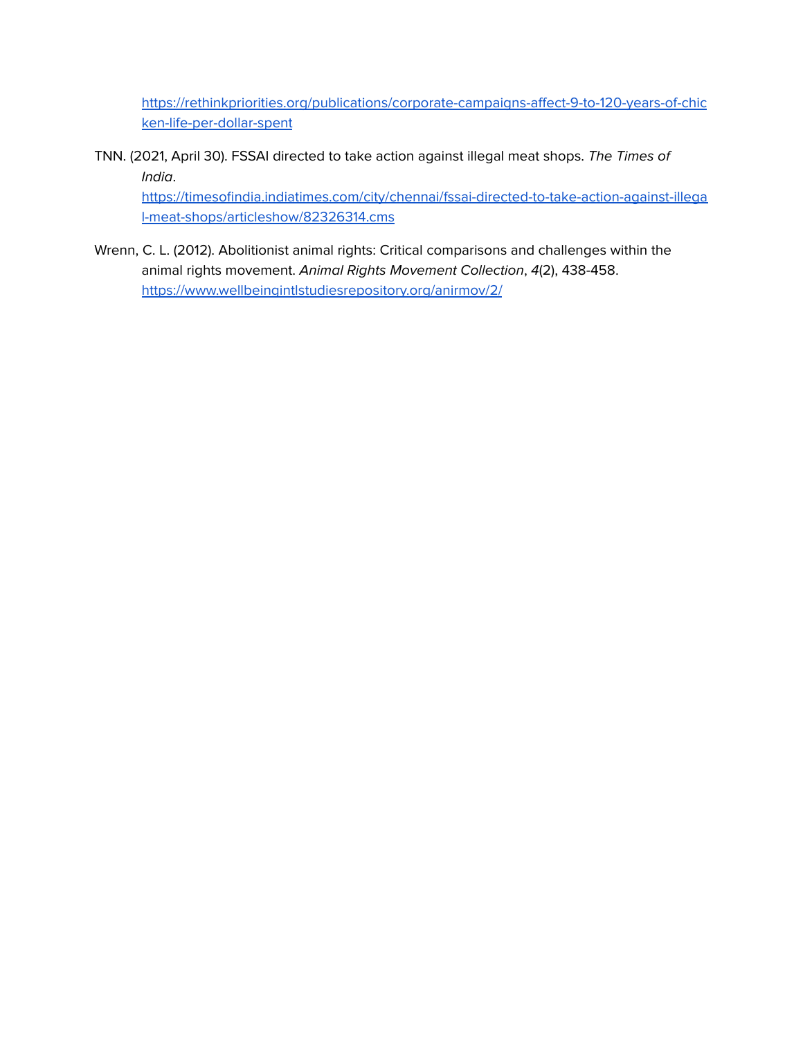https://rethinkpriorities.org/publications/corporate-campaigns-affect-9-to-120-years-of-chicken-life-per-dollar-spent

TNN. (2021, April 30). FSSAI directed to take action against illegal meat shops. *The Times of India*. https://timesofindia.indiatimes.com/city/chennai/fssai-directed-to-take-action-against-illegal-meat-shops/articleshow/82326314.cms

Wrenn, C. L. (2012). Abolitionist animal rights: Critical comparisons and challenges within the animal rights movement. *Animal Rights Movement Collection*, *4*(2), 438-458. https://www.wellbeingintlstudiesrepository.org/anirmov/2/